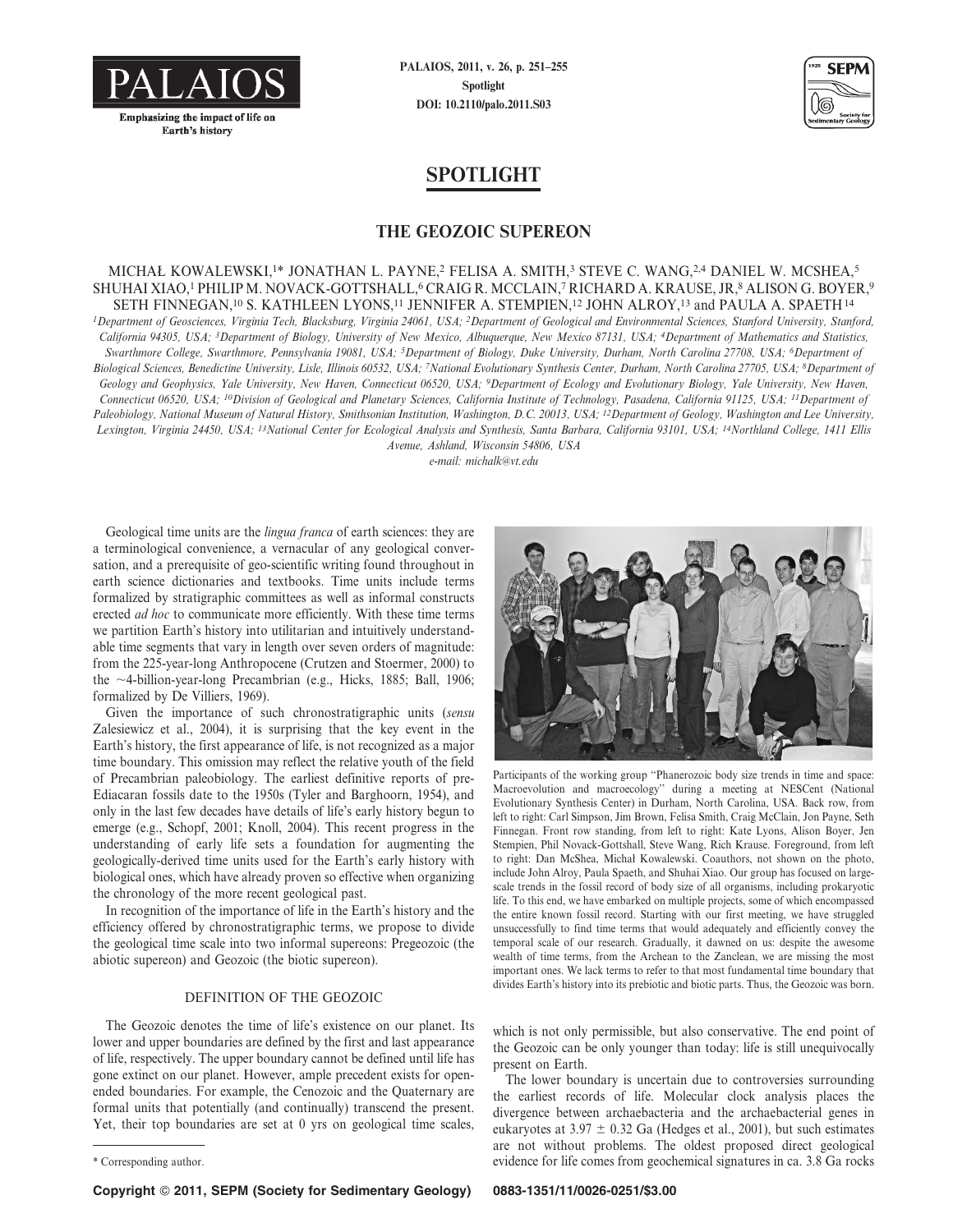# SPOTLIGHT

## THE GEOZOIC SUPEREON

MICHAŁ KOWALEWSKI,[1]* JONATHAN L. PAYNE,[2] FELISA A. SMITH,[3] STEVE C. WANG,[2,4] DANIEL W. MCSHEA,[5] SHUHAI XIAO,[1] PHILIP M. NOVACK-GOTTSHALL,[6] CRAIG R. MCCLAIN,[7] RICHARD A. KRAUSE, JR,[8] ALISON G. BOYER,[9] SETH FINNEGAN,[10] S. KATHLEEN LYONS,[11] JENNIFER A. STEMPIEN,[12] JOHN ALROY,[13] and PAULA A. SPAETH[14]

[1]Department of Geosciences, Virginia Tech, Blacksburg, Virginia 24061, USA; [2]Department of Geological and Environmental Sciences, Stanford University, Stanford, California 94305, USA; [3]Department of Biology, University of New Mexico, Albuquerque, New Mexico 87131, USA; [4]Department of Mathematics and Statistics, Swarthmore College, Swarthmore, Pennsylvania 19081, USA; [5]Department of Biology, Duke University, Durham, North Carolina 27708, USA; [6]Department of Biological Sciences, Benedictine University, Lisle, Illinois 60532, USA; [7]National Evolutionary Synthesis Center, Durham, North Carolina 27705, USA; [8]Department of Geology and Geophysics, Yale University, New Haven, Connecticut 06520, USA; [9]Department of Ecology and Evolutionary Biology, Yale University, New Haven, Connecticut 06520, USA; [10]Division of Geological and Planetary Sciences, California Institute of Technology, Pasadena, California 91125, USA; [11]Department of Paleobiology, National Museum of Natural History, Smithsonian Institution, Washington, D.C. 20013, USA; [12]Department of Geology, Washington and Lee University, Lexington, Virginia 24450, USA; [13]National Center for Ecological Analysis and Synthesis, Santa Barbara, California 93101, USA; [14]Northland College, 1411 Ellis Avenue, Ashland, Wisconsin 54806, USA

*e-mail: michalk@vt.edu*

Geological time units are the *lingua franca* of earth sciences: they are a terminological convenience, a vernacular of any geological conversation, and a prerequisite of geo-scientific writing found throughout in earth science dictionaries and textbooks. Time units include terms formalized by stratigraphic committees as well as informal constructs erected *ad hoc* to communicate more efficiently. With these time terms we partition Earth's history into utilitarian and intuitively understandable time segments that vary in length over seven orders of magnitude: from the 225-year-long Anthropocene (Crutzen and Stoermer, 2000) to the ~4-billion-year-long Precambrian (e.g., Hicks, 1885; Ball, 1906; formalized by De Villiers, 1969).

Given the importance of such chronostratigraphic units (*sensu* Zalesiewicz et al., 2004), it is surprising that the key event in the Earth's history, the first appearance of life, is not recognized as a major time boundary. This omission may reflect the relative youth of the field of Precambrian paleobiology. The earliest definitive reports of pre-Ediacaran fossils date to the 1950s (Tyler and Barghoorn, 1954), and only in the last few decades have details of life's early history begun to emerge (e.g., Schopf, 2001; Knoll, 2004). This recent progress in the understanding of early life sets a foundation for augmenting the geologically-derived time units used for the Earth's early history with biological ones, which have already proven so effective when organizing the chronology of the more recent geological past.

In recognition of the importance of life in the Earth's history and the efficiency offered by chronostratigraphic terms, we propose to divide the geological time scale into two informal supereons: Pregeozoic (the abiotic supereon) and Geozoic (the biotic supereon).

Participants of the working group "Phanerozoic body size trends in time and space: Macroevolution and macroecology" during a meeting at NESCent (National Evolutionary Synthesis Center) in Durham, North Carolina, USA. Back row, from left to right: Carl Simpson, Jim Brown, Felisa Smith, Craig McClain, Jon Payne, Seth Finnegan. Front row standing, from left to right: Kate Lyons, Alison Boyer, Jen Stempien, Phil Novack-Gottshall, Steve Wang, Rich Krause. Foreground, from left to right: Dan McShea, Michał Kowalewski. Coauthors, not shown on the photo, include John Alroy, Paula Spaeth, and Shuhai Xiao. Our group has focused on large-scale trends in the fossil record of body size of all organisms, including prokaryotic life. To this end, we have embarked on multiple projects, some of which encompassed the entire known fossil record. Starting with our first meeting, we have struggled unsuccessfully to find time terms that would adequately and efficiently convey the temporal scale of our research. Gradually, it dawned on us: despite the awesome wealth of time terms, from the Archean to the Zanclean, we are missing the most important ones. We lack terms to refer to that most fundamental time boundary that divides Earth's history into its prebiotic and biotic parts. Thus, the Geozoic was born.

### DEFINITION OF THE GEOZOIC

The Geozoic denotes the time of life's existence on our planet. Its lower and upper boundaries are defined by the first and last appearance of life, respectively. The upper boundary cannot be defined until life has gone extinct on our planet. However, ample precedent exists for open-ended boundaries. For example, the Cenozoic and the Quaternary are formal units that potentially (and continually) transcend the present. Yet, their top boundaries are set at 0 yrs on geological time scales, which is not only permissible, but also conservative. The end point of the Geozoic can be only younger than today: life is still unequivocally present on Earth.

The lower boundary is uncertain due to controversies surrounding the earliest records of life. Molecular clock analysis places the divergence between archaebacteria and the archaebacterial genes in eukaryotes at 3.97 ± 0.32 Ga (Hedges et al., 2001), but such estimates are not without problems. The oldest proposed direct geological evidence for life comes from geochemical signatures in ca. 3.8 Ga rocks

\* Corresponding author.

Copyright © 2011, SEPM (Society for Sedimentary Geology) 0883-1351/11/0026-0251/$3.00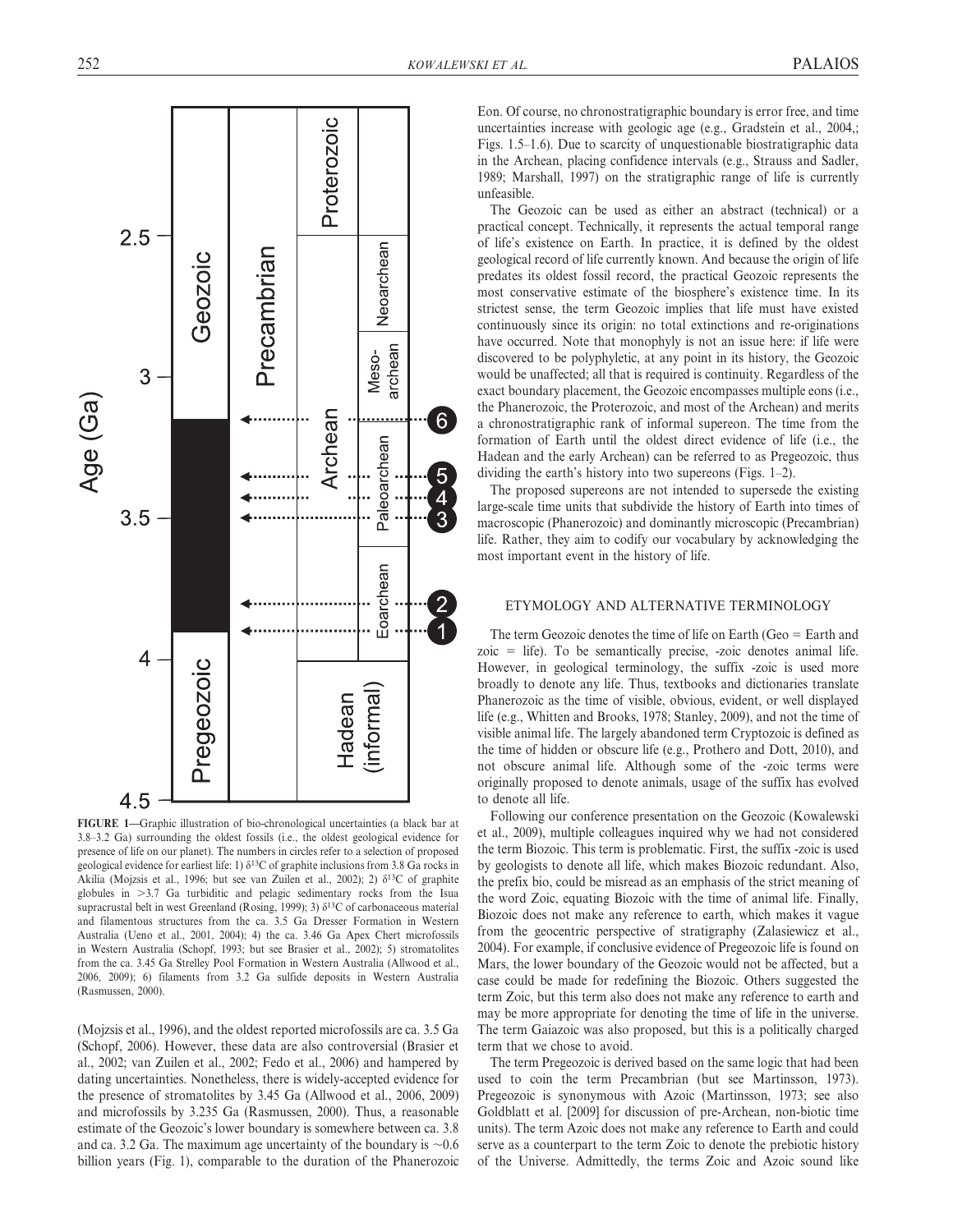**FIGURE 1**—Graphic illustration of bio-chronological uncertainties (a black bar at 3.8–3.2 Ga) surrounding the oldest fossils (i.e., the oldest geological evidence for presence of life on our planet). The numbers in circles refer to a selection of proposed geological evidence for earliest life: 1) $\delta^{13}C$ of graphite inclusions from 3.8 Ga rocks in Akilia (Mojzsis et al., 1996; but see van Zuilen et al., 2002); 2) $\delta^{13}C$ of graphite globules in >3.7 Ga turbiditic and pelagic sedimentary rocks from the Isua supracrustal belt in west Greenland (Rosing, 1999); 3) $\delta^{13}C$ of carbonaceous material and filamentous structures from the ca. 3.5 Ga Dresser Formation in Western Australia (Ueno et al., 2001, 2004); 4) the ca. 3.46 Ga Apex Chert microfossils in Western Australia (Schopf, 1993; but see Brasier et al., 2002); 5) stromatolites from the ca. 3.45 Ga Strelley Pool Formation in Western Australia (Allwood et al., 2006, 2009); 6) filaments from 3.2 Ga sulfide deposits in Western Australia (Rasmussen, 2000).

(Mojzsis et al., 1996), and the oldest reported microfossils are ca. 3.5 Ga (Schopf, 2006). However, these data are also controversial (Brasier et al., 2002; van Zuilen et al., 2002; Fedo et al., 2006) and hampered by dating uncertainties. Nonetheless, there is widely-accepted evidence for the presence of stromatolites by 3.45 Ga (Allwood et al., 2006, 2009) and microfossils by 3.235 Ga (Rasmussen, 2000). Thus, a reasonable estimate of the Geozoic's lower boundary is somewhere between ca. 3.8 and ca. 3.2 Ga. The maximum age uncertainty of the boundary is ~0.6 billion years (Fig. 1), comparable to the duration of the Phanerozoic Eon. Of course, no chronostratigraphic boundary is error free, and time uncertainties increase with geologic age (e.g., Gradstein et al., 2004,; Figs. 1.5–1.6). Due to scarcity of unquestionable biostratigraphic data in the Archean, placing confidence intervals (e.g., Strauss and Sadler, 1989; Marshall, 1997) on the stratigraphic range of life is currently unfeasible.

The Geozoic can be used as either an abstract (technical) or a practical concept. Technically, it represents the actual temporal range of life's existence on Earth. In practice, it is defined by the oldest geological record of life currently known. And because the origin of life predates its oldest fossil record, the practical Geozoic represents the most conservative estimate of the biosphere's existence time. In its strictest sense, the term Geozoic implies that life must have existed continuously since its origin: no total extinctions and re-originations have occurred. Note that monophyly is not an issue here: if life were discovered to be polyphyletic, at any point in its history, the Geozoic would be unaffected; all that is required is continuity. Regardless of the exact boundary placement, the Geozoic encompasses multiple eons (i.e., the Phanerozoic, the Proterozoic, and most of the Archean) and merits a chronostratigraphic rank of informal supereon. The time from the formation of Earth until the oldest direct evidence of life (i.e., the Hadean and the early Archean) can be referred to as Pregeozoic, thus dividing the earth's history into two supereons (Figs. 1–2).

The proposed supereons are not intended to supersede the existing large-scale time units that subdivide the history of Earth into times of macroscopic (Phanerozoic) and dominantly microscopic (Precambrian) life. Rather, they aim to codify our vocabulary by acknowledging the most important event in the history of life.

## ETYMOLOGY AND ALTERNATIVE TERMINOLOGY

The term Geozoic denotes the time of life on Earth (Geo = Earth and zoic = life). To be semantically precise, -zoic denotes animal life. However, in geological terminology, the suffix -zoic is used more broadly to denote any life. Thus, textbooks and dictionaries translate Phanerozoic as the time of visible, obvious, evident, or well displayed life (e.g., Whitten and Brooks, 1978; Stanley, 2009), and not the time of visible animal life. The largely abandoned term Cryptozoic is defined as the time of hidden or obscure life (e.g., Prothero and Dott, 2010), and not obscure animal life. Although some of the -zoic terms were originally proposed to denote animals, usage of the suffix has evolved to denote all life.

Following our conference presentation on the Geozoic (Kowalewski et al., 2009), multiple colleagues inquired why we had not considered the term Biozoic. This term is problematic. First, the suffix -zoic is used by geologists to denote all life, which makes Biozoic redundant. Also, the prefix bio, could be misread as an emphasis of the strict meaning of the word Zoic, equating Biozoic with the time of animal life. Finally, Biozoic does not make any reference to earth, which makes it vague from the geocentric perspective of stratigraphy (Zalasiewicz et al., 2004). For example, if conclusive evidence of Pregeozoic life is found on Mars, the lower boundary of the Geozoic would not be affected, but a case could be made for redefining the Biozoic. Others suggested the term Zoic, but this term also does not make any reference to earth and may be more appropriate for denoting the time of life in the universe. The term Gaiazoic was also proposed, but this is a politically charged term that we chose to avoid.

The term Pregeozoic is derived based on the same logic that had been used to coin the term Precambrian (but see Martinsson, 1973). Pregeozoic is synonymous with Azoic (Martinsson, 1973; see also Goldblatt et al. [2009] for discussion of pre-Archean, non-biotic time units). The term Azoic does not make any reference to Earth and could serve as a counterpart to the term Zoic to denote the prebiotic history of the Universe. Admittedly, the terms Zoic and Azoic sound like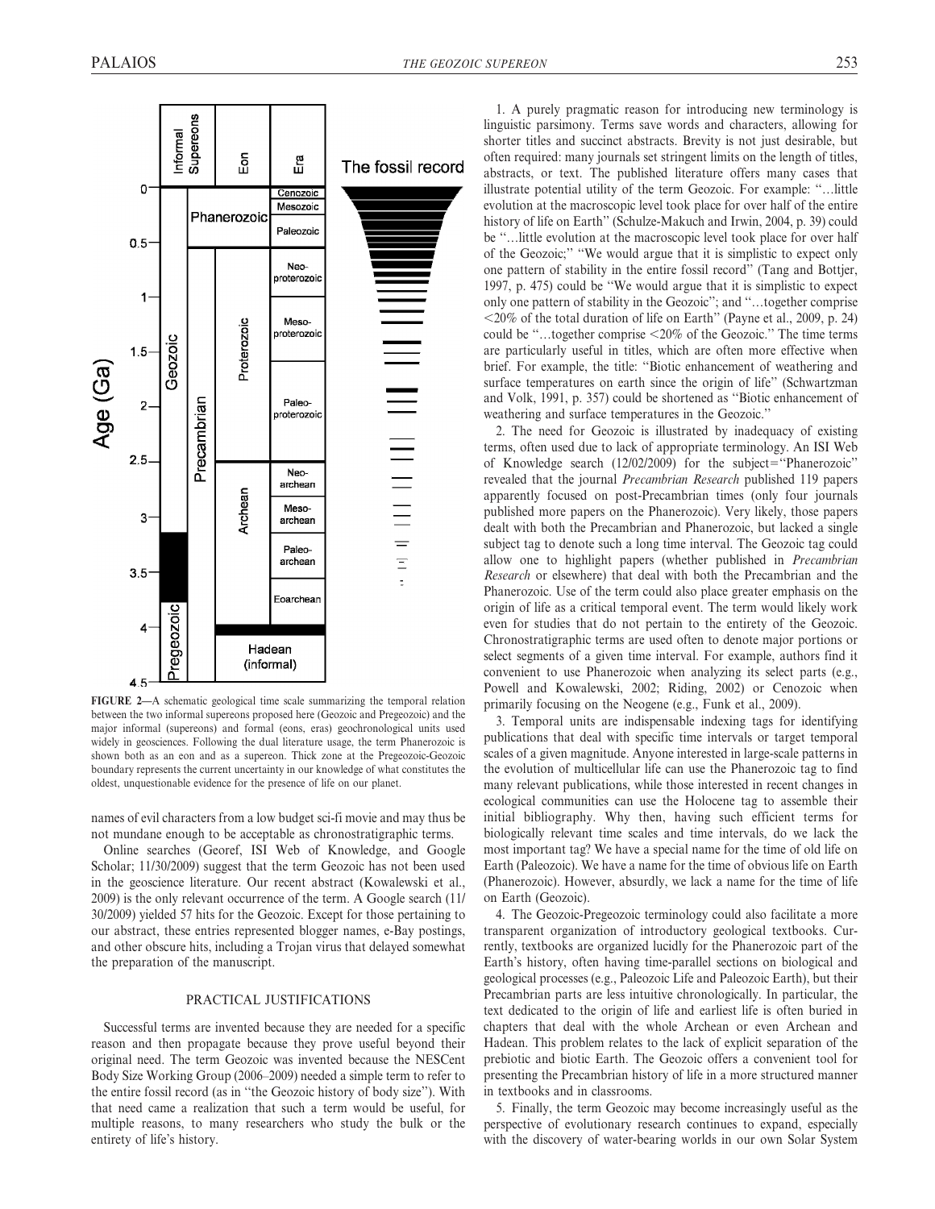Informal Supereons

Eon

Era

The fossil record

Age (Ga)

0

0.5

1

1.5

2

2.5

3

3.5

4

4.5

Geozoic

Pregeozoic

Phanerozoic

Precambrian

Proterozoic

Archean

Hadean (informal)

Cenozoic

Mesozoic

Paleozoic

Neo-proterozoic

Meso-proterozoic

Paleo-proterozoic

Neo-archean

Meso-archean

Paleo-archean

Eoarchean

**FIGURE 2**—A schematic geological time scale summarizing the temporal relation between the two informal supereons proposed here (Geozoic and Pregeozoic) and the major informal (supereons) and formal (eons, eras) geochronological units used widely in geosciences. Following the dual literature usage, the term Phanerozoic is shown both as an eon and as a supereon. Thick zone at the Pregeozoic-Geozoic boundary represents the current uncertainty in our knowledge of what constitutes the oldest, unquestionable evidence for the presence of life on our planet.

names of evil characters from a low budget sci-fi movie and may thus be not mundane enough to be acceptable as chronostratigraphic terms.

Online searches (Georef, ISI Web of Knowledge, and Google Scholar; 11/30/2009) suggest that the term Geozoic has not been used in the geoscience literature. Our recent abstract (Kowalewski et al., 2009) is the only relevant occurrence of the term. A Google search (11/30/2009) yielded 57 hits for the Geozoic. Except for those pertaining to our abstract, these entries represented blogger names, e-Bay postings, and other obscure hits, including a Trojan virus that delayed somewhat the preparation of the manuscript.

## PRACTICAL JUSTIFICATIONS

Successful terms are invented because they are needed for a specific reason and then propagate because they prove useful beyond their original need. The term Geozoic was invented because the NESCent Body Size Working Group (2006–2009) needed a simple term to refer to the entire fossil record (as in "the Geozoic history of body size"). With that need came a realization that such a term would be useful, for multiple reasons, to many researchers who study the bulk or the entirety of life's history.

1. A purely pragmatic reason for introducing new terminology is linguistic parsimony. Terms save words and characters, allowing for shorter titles and succinct abstracts. Brevity is not just desirable, but often required: many journals set stringent limits on the length of titles, abstracts, or text. The published literature offers many cases that illustrate potential utility of the term Geozoic. For example: "…little evolution at the macroscopic level took place for over half of the entire history of life on Earth" (Schulze-Makuch and Irwin, 2004, p. 39) could be "…little evolution at the macroscopic level took place for over half of the Geozoic;" "We would argue that it is simplistic to expect only one pattern of stability in the entire fossil record" (Tang and Bottjer, 1997, p. 475) could be "We would argue that it is simplistic to expect only one pattern of stability in the Geozoic"; and "…together comprise <20% of the total duration of life on Earth" (Payne et al., 2009, p. 24) could be "…together comprise <20% of the Geozoic." The time terms are particularly useful in titles, which are often more effective when brief. For example, the title: "Biotic enhancement of weathering and surface temperatures on earth since the origin of life" (Schwartzman and Volk, 1991, p. 357) could be shortened as "Biotic enhancement of weathering and surface temperatures in the Geozoic."

2. The need for Geozoic is illustrated by inadequacy of existing terms, often used due to lack of appropriate terminology. An ISI Web of Knowledge search (12/02/2009) for the subject="Phanerozoic" revealed that the journal *Precambrian Research* published 119 papers apparently focused on post-Precambrian times (only four journals published more papers on the Phanerozoic). Very likely, those papers dealt with both the Precambrian and Phanerozoic, but lacked a single subject tag to denote such a long time interval. The Geozoic tag could allow one to highlight papers (whether published in *Precambrian Research* or elsewhere) that deal with both the Precambrian and the Phanerozoic. Use of the term could also place greater emphasis on the origin of life as a critical temporal event. The term would likely work even for studies that do not pertain to the entirety of the Geozoic. Chronostratigraphic terms are used often to denote major portions or select segments of a given time interval. For example, authors find it convenient to use Phanerozoic when analyzing its select parts (e.g., Powell and Kowalewski, 2002; Riding, 2002) or Cenozoic when primarily focusing on the Neogene (e.g., Funk et al., 2009).

3. Temporal units are indispensable indexing tags for identifying publications that deal with specific time intervals or target temporal scales of a given magnitude. Anyone interested in large-scale patterns in the evolution of multicellular life can use the Phanerozoic tag to find many relevant publications, while those interested in recent changes in ecological communities can use the Holocene tag to assemble their initial bibliography. Why then, having such efficient terms for biologically relevant time scales and time intervals, do we lack the most important tag? We have a special name for the time of old life on Earth (Paleozoic). We have a name for the time of obvious life on Earth (Phanerozoic). However, absurdly, we lack a name for the time of life on Earth (Geozoic).

4. The Geozoic-Pregeozoic terminology could also facilitate a more transparent organization of introductory geological textbooks. Currently, textbooks are organized lucidly for the Phanerozoic part of the Earth's history, often having time-parallel sections on biological and geological processes (e.g., Paleozoic Life and Paleozoic Earth), but their Precambrian parts are less intuitive chronologically. In particular, the text dedicated to the origin of life and earliest life is often buried in chapters that deal with the whole Archean or even Archean and Hadean. This problem relates to the lack of explicit separation of the prebiotic and biotic Earth. The Geozoic offers a convenient tool for presenting the Precambrian history of life in a more structured manner in textbooks and in classrooms.

5. Finally, the term Geozoic may become increasingly useful as the perspective of evolutionary research continues to expand, especially with the discovery of water-bearing worlds in our own Solar System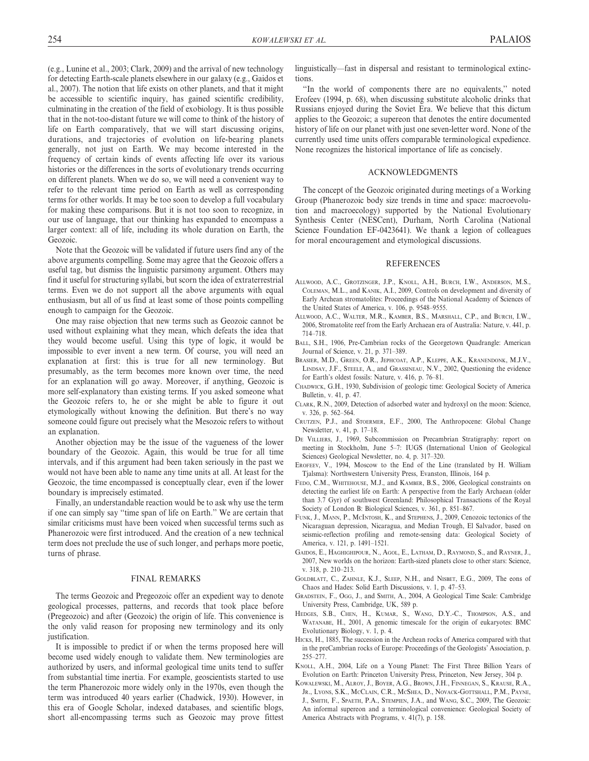(e.g., Lunine et al., 2003; Clark, 2009) and the arrival of new technology for detecting Earth-scale planets elsewhere in our galaxy (e.g., Gaidos et al., 2007). The notion that life exists on other planets, and that it might be accessible to scientific inquiry, has gained scientific credibility, culminating in the creation of the field of exobiology. It is thus possible that in the not-too-distant future we will come to think of the history of life on Earth comparatively, that we will start discussing origins, durations, and trajectories of evolution on life-bearing planets generally, not just on Earth. We may become interested in the frequency of certain kinds of events affecting life over its various histories or the differences in the sorts of evolutionary trends occurring on different planets. When we do so, we will need a convenient way to refer to the relevant time period on Earth as well as corresponding terms for other worlds. It may be too soon to develop a full vocabulary for making these comparisons. But it is not too soon to recognize, in our use of language, that our thinking has expanded to encompass a larger context: all of life, including its whole duration on Earth, the Geozoic.

Note that the Geozoic will be validated if future users find any of the above arguments compelling. Some may agree that the Geozoic offers a useful tag, but dismiss the linguistic parsimony argument. Others may find it useful for structuring syllabi, but scorn the idea of extraterrestrial terms. Even we do not support all the above arguments with equal enthusiasm, but all of us find at least some of those points compelling enough to campaign for the Geozoic.

One may raise objection that new terms such as Geozoic cannot be used without explaining what they mean, which defeats the idea that they would become useful. Using this type of logic, it would be impossible to ever invent a new term. Of course, you will need an explanation at first: this is true for all new terminology. But presumably, as the term becomes more known over time, the need for an explanation will go away. Moreover, if anything, Geozoic is more self-explanatory than existing terms. If you asked someone what the Geozoic refers to, he or she might be able to figure it out etymologically without knowing the definition. But there's no way someone could figure out precisely what the Mesozoic refers to without an explanation.

Another objection may be the issue of the vagueness of the lower boundary of the Geozoic. Again, this would be true for all time intervals, and if this argument had been taken seriously in the past we would not have been able to name any time units at all. At least for the Geozoic, the time encompassed is conceptually clear, even if the lower boundary is imprecisely estimated.

Finally, an understandable reaction would be to ask why use the term if one can simply say "time span of life on Earth." We are certain that similar criticisms must have been voiced when successful terms such as Phanerozoic were first introduced. And the creation of a new technical term does not preclude the use of such longer, and perhaps more poetic, turns of phrase.

## FINAL REMARKS

The terms Geozoic and Pregeozoic offer an expedient way to denote geological processes, patterns, and records that took place before (Pregeozoic) and after (Geozoic) the origin of life. This convenience is the only valid reason for proposing new terminology and its only justification.

It is impossible to predict if or when the terms proposed here will become used widely enough to validate them. New terminologies are authorized by users, and informal geological time units tend to suffer from substantial time inertia. For example, geoscientists started to use the term Phanerozoic more widely only in the 1970s, even though the term was introduced 40 years earlier (Chadwick, 1930). However, in this era of Google Scholar, indexed databases, and scientific blogs, short all-encompassing terms such as Geozoic may prove fittest linguistically—fast in dispersal and resistant to terminological extinctions.

"In the world of components there are no equivalents," noted Erofeev (1994, p. 68), when discussing substitute alcoholic drinks that Russians enjoyed during the Soviet Era. We believe that this dictum applies to the Geozoic; a supereon that denotes the entire documented history of life on our planet with just one seven-letter word. None of the currently used time units offers comparable terminological expedience. None recognizes the historical importance of life as concisely.

## ACKNOWLEDGMENTS

The concept of the Geozoic originated during meetings of a Working Group (Phanerozoic body size trends in time and space: macroevolution and macroecology) supported by the National Evolutionary Synthesis Center (NESCent), Durham, North Carolina (National Science Foundation EF-0423641). We thank a legion of colleagues for moral encouragement and etymological discussions.

## REFERENCES

Allwood, A.C., Grotzinger, J.P., Knoll, A.H., Burch, I.W., Anderson, M.S., Coleman, M.L., and Kanik, A.I., 2009, Controls on development and diversity of Early Archean stromatolites: Proceedings of the National Academy of Sciences of the United States of America, v. 106, p. 9548–9555.

Allwood, A.C., Walter, M.R., Kamber, B.S., Marshall, C.P., and Burch, I.W., 2006, Stromatolite reef from the Early Archaean era of Australia: Nature, v. 441, p. 714–718.

Ball, S.H., 1906, Pre-Cambrian rocks of the Georgetown Quadrangle: American Journal of Science, v. 21, p. 371–389.

Brasier, M.D., Green, O.R., Jephcoat, A.P., Kleppe, A.K., Kranendonk, M.J.V., Lindsay, J.F., Steele, A., and Grassineau, N.V., 2002, Questioning the evidence for Earth's oldest fossils: Nature, v. 416, p. 76–81.

Chadwick, G.H., 1930, Subdivision of geologic time: Geological Society of America Bulletin, v. 41, p. 47.

Clark, R.N., 2009, Detection of adsorbed water and hydroxyl on the moon: Science, v. 326, p. 562–564.

Crutzen, P.J., and Stoermer, E.F., 2000, The Anthropocene: Global Change Newsletter, v. 41, p. 17–18.

De Villiers, J., 1969, Subcommission on Precambrian Stratigraphy: report on meeting in Stockholm, June 5–7: IUGS (International Union of Geological Sciences) Geological Newsletter, no. 4, p. 317–320.

Erofeev, V., 1994, Moscow to the End of the Line (translated by H. William Tjalsma): Northwestern University Press, Evanston, Illinois, 164 p.

Fedo, C.M., Whitehouse, M.J., and Kamber, B.S., 2006, Geological constraints on detecting the earliest life on Earth: A perspective from the Early Archaean (older than 3.7 Gyr) of southwest Greenland: Philosophical Transactions of the Royal Society of London B: Biological Sciences, v. 361, p. 851–867.

Funk, J., Mann, P., McIntosh, K., and Stephens, J., 2009, Cenozoic tectonics of the Nicaraguan depression, Nicaragua, and Median Trough, El Salvador, based on seismic-reflection profiling and remote-sensing data: Geological Society of America, v. 121, p. 1491–1521.

Gaidos, E., Haghighipour, N., Agol, E., Latham, D., Raymond, S., and Rayner, J., 2007, New worlds on the horizon: Earth-sized planets close to other stars: Science, v. 318, p. 210–213.

Goldblatt, C., Zahnle, K.J., Sleep, N.H., and Nisbet, E.G., 2009, The eons of Chaos and Hades: Solid Earth Discussions, v. 1, p. 47–53.

Gradstein, F., Ogg, J., and Smith, A., 2004, A Geological Time Scale: Cambridge University Press, Cambridge, UK, 589 p.

Hedges, S.B., Chen, H., Kumar, S., Wang, D.Y.-C., Thompson, A.S., and Watanabe, H., 2001, A genomic timescale for the origin of eukaryotes: BMC Evolutionary Biology, v. 1, p. 4.

Hicks, H., 1885, The succession in the Archean rocks of America compared with that in the preCambrian rocks of Europe: Proceedings of the Geologists' Association, p. 255–277.

Knoll, A.H., 2004, Life on a Young Planet: The First Three Billion Years of Evolution on Earth: Princeton University Press, Princeton, New Jersey, 304 p.

Kowalewski, M., Alroy, J., Boyer, A.G., Brown, J.H., Finnegan, S., Krause, R.A., Jr., Lyons, S.K., McClain, C.R., McShea, D., Novack-Gottshall, P.M., Payne, J., Smith, F., Spaeth, P.A., Stempien, J.A., and Wang, S.C., 2009, The Geozoic: An informal supereon and a terminological convenience: Geological Society of America Abstracts with Programs, v. 41(7), p. 158.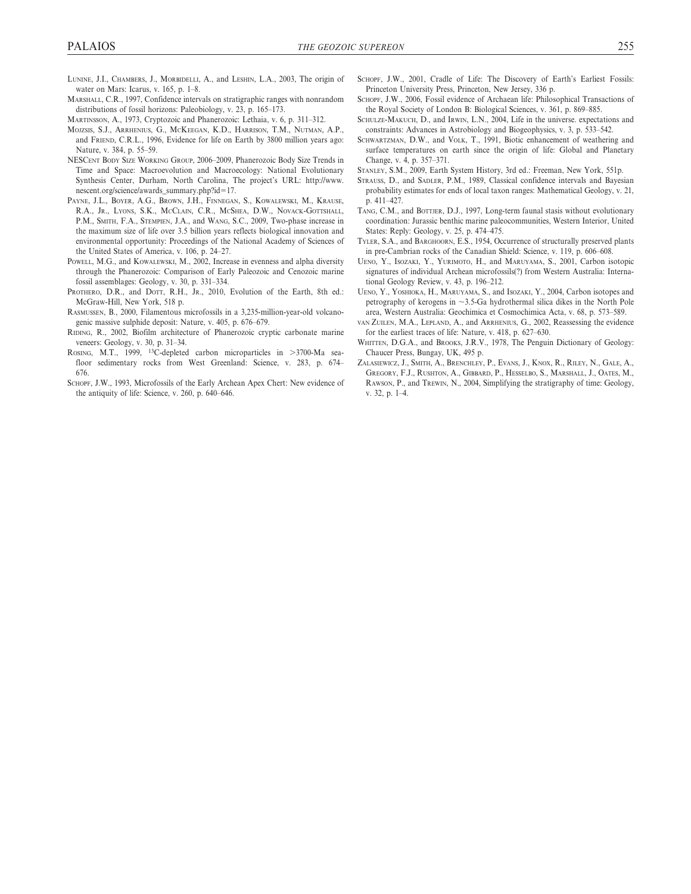Lunine, J.I., Chambers, J., Morbidelli, A., and Leshin, L.A., 2003, The origin of water on Mars: Icarus, v. 165, p. 1–8.

Marshall, C.R., 1997, Confidence intervals on stratigraphic ranges with nonrandom distributions of fossil horizons: Paleobiology, v. 23, p. 165–173.

Martinsson, A., 1973, Cryptozoic and Phanerozoic: Lethaia, v. 6, p. 311–312.

Mojzsis, S.J., Arrhenius, G., McKeegan, K.D., Harrison, T.M., Nutman, A.P., and Friend, C.R.L., 1996, Evidence for life on Earth by 3800 million years ago: Nature, v. 384, p. 55–59.

NESCent Body Size Working Group, 2006–2009, Phanerozoic Body Size Trends in Time and Space: Macroevolution and Macroecology: National Evolutionary Synthesis Center, Durham, North Carolina, The project's URL: http://www.nescent.org/science/awards_summary.php?id=17.

Payne, J.L., Boyer, A.G., Brown, J.H., Finnegan, S., Kowalewski, M., Krause, R.A., Jr., Lyons, S.K., McClain, C.R., McShea, D.W., Novack-Gottshall, P.M., Smith, F.A., Stempien, J.A., and Wang, S.C., 2009, Two-phase increase in the maximum size of life over 3.5 billion years reflects biological innovation and environmental opportunity: Proceedings of the National Academy of Sciences of the United States of America, v. 106, p. 24–27.

Powell, M.G., and Kowalewski, M., 2002, Increase in evenness and alpha diversity through the Phanerozoic: Comparison of Early Paleozoic and Cenozoic marine fossil assemblages: Geology, v. 30, p. 331–334.

Prothero, D.R., and Dott, R.H., Jr., 2010, Evolution of the Earth, 8th ed.: McGraw-Hill, New York, 518 p.

Rasmussen, B., 2000, Filamentous microfossils in a 3,235-million-year-old volcanogenic massive sulphide deposit: Nature, v. 405, p. 676–679.

Riding, R., 2002, Biofilm architecture of Phanerozoic cryptic carbonate marine veneers: Geology, v. 30, p. 31–34.

Rosing, M.T., 1999, $^{13}C$-depleted carbon microparticles in >3700-Ma sea-floor sedimentary rocks from West Greenland: Science, v. 283, p. 674–676.

Schopf, J.W., 1993, Microfossils of the Early Archean Apex Chert: New evidence of the antiquity of life: Science, v. 260, p. 640–646.

Schopf, J.W., 2001, Cradle of Life: The Discovery of Earth's Earliest Fossils: Princeton University Press, Princeton, New Jersey, 336 p.

Schopf, J.W., 2006, Fossil evidence of Archaean life: Philosophical Transactions of the Royal Society of London B: Biological Sciences, v. 361, p. 869–885.

Schulze-Makuch, D., and Irwin, L.N., 2004, Life in the universe. expectations and constraints: Advances in Astrobiology and Biogeophysics, v. 3, p. 533–542.

Schwartzman, D.W., and Volk, T., 1991, Biotic enhancement of weathering and surface temperatures on earth since the origin of life: Global and Planetary Change, v. 4, p. 357–371.

Stanley, S.M., 2009, Earth System History, 3rd ed.: Freeman, New York, 551p.

Strauss, D., and Sadler, P.M., 1989, Classical confidence intervals and Bayesian probability estimates for ends of local taxon ranges: Mathematical Geology, v. 21, p. 411–427.

Tang, C.M., and Bottjer, D.J., 1997, Long-term faunal stasis without evolutionary coordination: Jurassic benthic marine paleocommunities, Western Interior, United States: Reply: Geology, v. 25, p. 474–475.

Tyler, S.A., and Barghoorn, E.S., 1954, Occurrence of structurally preserved plants in pre-Cambrian rocks of the Canadian Shield: Science, v. 119, p. 606–608.

Ueno, Y., Isozaki, Y., Yurimoto, H., and Maruyama, S., 2001, Carbon isotopic signatures of individual Archean microfossils(?) from Western Australia: International Geology Review, v. 43, p. 196–212.

Ueno, Y., Yoshioka, H., Maruyama, S., and Isozaki, Y., 2004, Carbon isotopes and petrography of kerogens in ~3.5-Ga hydrothermal silica dikes in the North Pole area, Western Australia: Geochimica et Cosmochimica Acta, v. 68, p. 573–589.

van Zuilen, M.A., Lepland, A., and Arrhenius, G., 2002, Reassessing the evidence for the earliest traces of life: Nature, v. 418, p. 627–630.

Whitten, D.G.A., and Brooks, J.R.V., 1978, The Penguin Dictionary of Geology: Chaucer Press, Bungay, UK, 495 p.

Zalasiewicz, J., Smith, A., Brenchley, P., Evans, J., Knox, R., Riley, N., Gale, A., Gregory, F.J., Rushton, A., Gibbard, P., Hesselbo, S., Marshall, J., Oates, M., Rawson, P., and Trewin, N., 2004, Simplifying the stratigraphy of time: Geology, v. 32, p. 1–4.